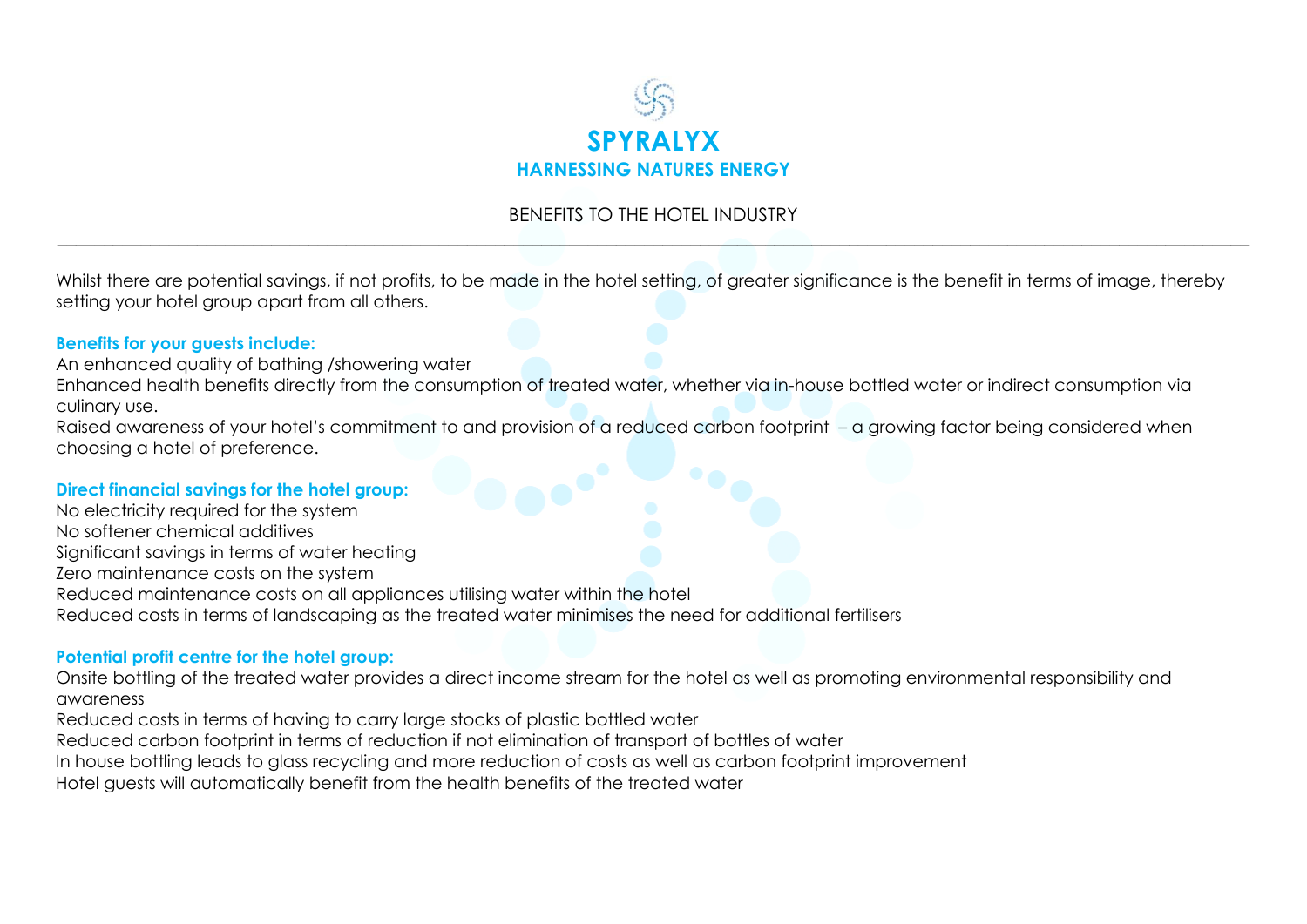# SPYRALYX

## HARNESSING NATURES ENERGY

BENEFITS TO THE HOTEL INDUSTRY

---

Whilst there are potential savings, if not profits, to be made in the hotel setting, of greater significance is the benefit in terms of image, thereby setting your hotel group apart from all others.

### Benefits for your guests include:

An enhanced quality of bathing /showering water

Enhanced health benefits directly from the consumption of treated water, whether via in-house bottled water or indirect consumption via culinary use.

Raised awareness of your hotel's commitment to and provision of a reduced carbon footprint – a growing factor being considered when choosing a hotel of preference.

### Direct financial savings for the hotel group:

No electricity required for the system

No softener chemical additives

Significant savings in terms of water heating

Zero maintenance costs on the system

Reduced maintenance costs on all appliances utilising water within the hotel

Reduced costs in terms of landscaping as the treated water minimises the need for additional fertilisers

### Potential profit centre for the hotel group:

Onsite bottling of the treated water provides a direct income stream for the hotel as well as promoting environmental responsibility and awareness

Reduced costs in terms of having to carry large stocks of plastic bottled water

Reduced carbon footprint in terms of reduction if not elimination of transport of bottles of water

In house bottling leads to glass recycling and more reduction of costs as well as carbon footprint improvement

Hotel guests will automatically benefit from the health benefits of the treated water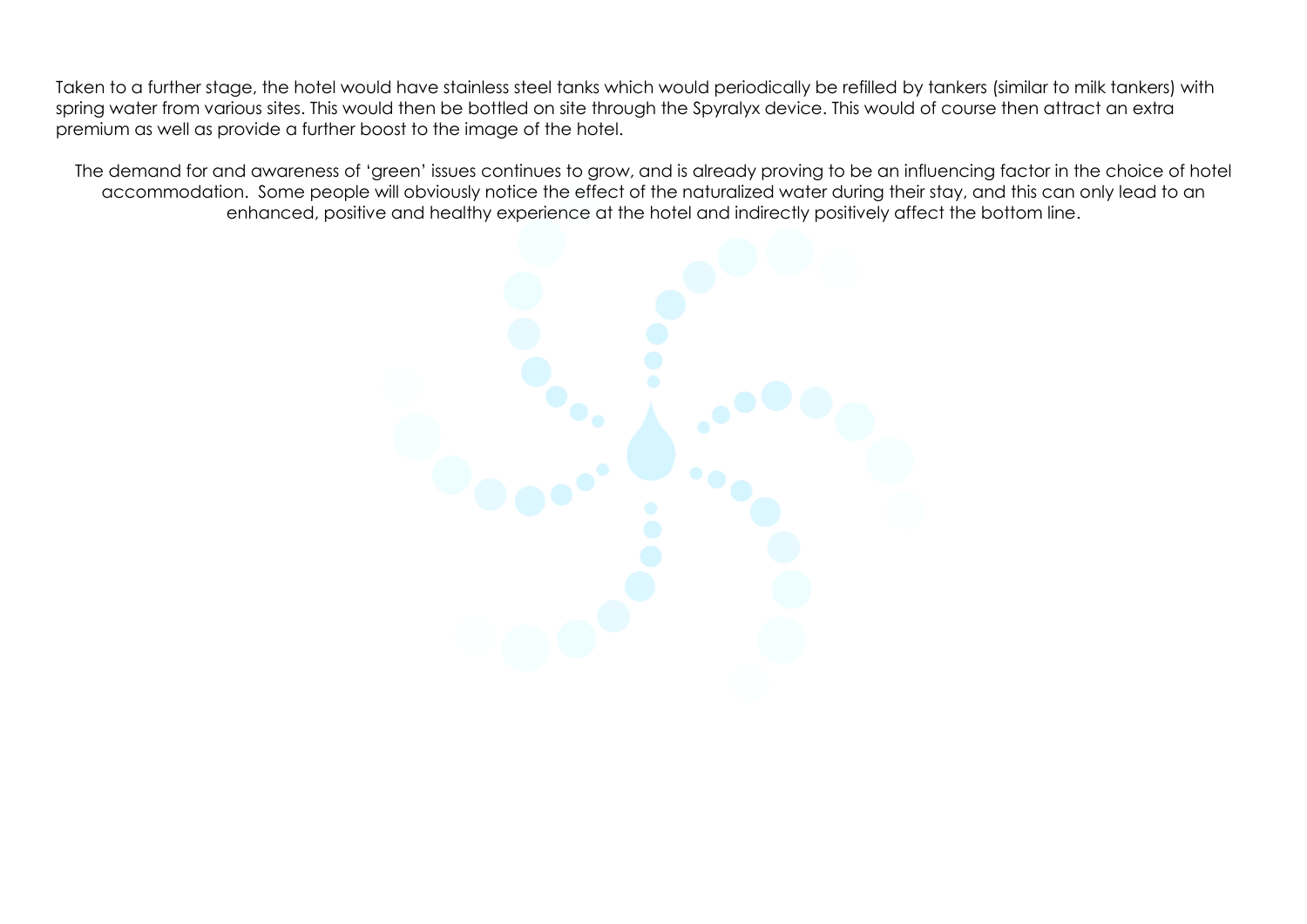Taken to a further stage, the hotel would have stainless steel tanks which would periodically be refilled by tankers (similar to milk tankers) with spring water from various sites. This would then be bottled on site through the Spyralyx device. This would of course then attract an extra premium as well as provide a further boost to the image of the hotel.

The demand for and awareness of 'green' issues continues to grow, and is already proving to be an influencing factor in the choice of hotel accommodation. Some people will obviously notice the effect of the naturalized water during their stay, and this can only lead to an enhanced, positive and healthy experience at the hotel and indirectly positively affect the bottom line.